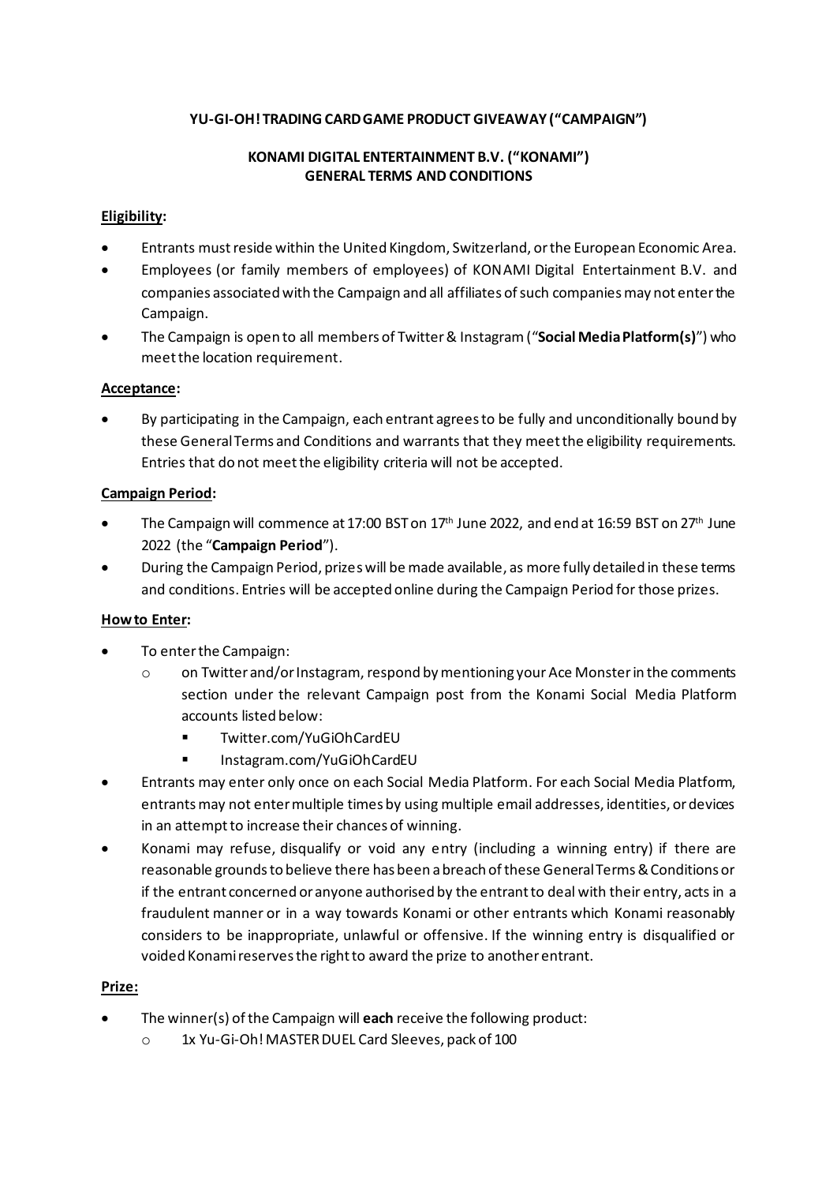**YU-GI-OH! TRADING CARD GAME PRODUCT GIVEAWAY ("CAMPAIGN")**

**KONAMI DIGITAL ENTERTAINMENT B.V. ("KONAMI")**
**GENERAL TERMS AND CONDITIONS**

**Eligibility:**

- Entrants must reside within the United Kingdom, Switzerland, or the European Economic Area.
- Employees (or family members of employees) of KONAMI Digital Entertainment B.V. and companies associated with the Campaign and all affiliates of such companies may not enter the Campaign.
- The Campaign is open to all members of Twitter & Instagram ("**Social Media Platform(s)**") who meet the location requirement.

**Acceptance:**

- By participating in the Campaign, each entrant agrees to be fully and unconditionally bound by these General Terms and Conditions and warrants that they meet the eligibility requirements. Entries that do not meet the eligibility criteria will not be accepted.

**Campaign Period:**

- The Campaign will commence at 17:00 BST on 17th June 2022, and end at 16:59 BST on 27th June 2022 (the "**Campaign Period**").
- During the Campaign Period, prizes will be made available, as more fully detailed in these terms and conditions. Entries will be accepted online during the Campaign Period for those prizes.

**How to Enter:**

- To enter the Campaign:
  - on Twitter and/or Instagram, respond by mentioning your Ace Monster in the comments section under the relevant Campaign post from the Konami Social Media Platform accounts listed below:
    - Twitter.com/YuGiOhCardEU
    - Instagram.com/YuGiOhCardEU
- Entrants may enter only once on each Social Media Platform. For each Social Media Platform, entrants may not enter multiple times by using multiple email addresses, identities, or devices in an attempt to increase their chances of winning.
- Konami may refuse, disqualify or void any entry (including a winning entry) if there are reasonable grounds to believe there has been a breach of these General Terms & Conditions or if the entrant concerned or anyone authorised by the entrant to deal with their entry, acts in a fraudulent manner or in a way towards Konami or other entrants which Konami reasonably considers to be inappropriate, unlawful or offensive. If the winning entry is disqualified or voided Konami reserves the right to award the prize to another entrant.

**Prize:**

- The winner(s) of the Campaign will **each** receive the following product:
  - 1x Yu-Gi-Oh! MASTER DUEL Card Sleeves, pack of 100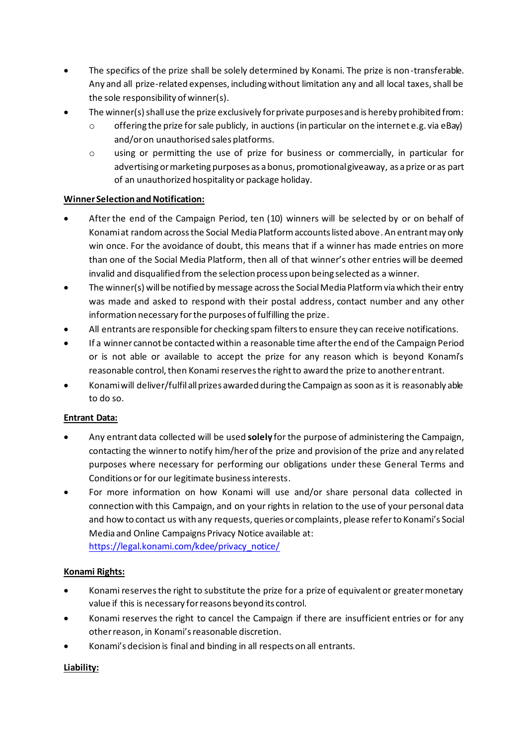- The specifics of the prize shall be solely determined by Konami. The prize is non-transferable. Any and all prize-related expenses, including without limitation any and all local taxes, shall be the sole responsibility of winner(s).
- The winner(s) shall use the prize exclusively for private purposes and is hereby prohibited from:
  - offering the prize for sale publicly, in auctions (in particular on the internet e.g. via eBay) and/or on unauthorised sales platforms.
  - using or permitting the use of prize for business or commercially, in particular for advertising or marketing purposes as a bonus, promotional giveaway, as a prize or as part of an unauthorized hospitality or package holiday.

**Winner Selection and Notification:**

- After the end of the Campaign Period, ten (10) winners will be selected by or on behalf of Konami at random across the Social Media Platform accounts listed above. An entrant may only win once. For the avoidance of doubt, this means that if a winner has made entries on more than one of the Social Media Platform, then all of that winner's other entries will be deemed invalid and disqualified from the selection process upon being selected as a winner.
- The winner(s) will be notified by message across the Social Media Platform via which their entry was made and asked to respond with their postal address, contact number and any other information necessary for the purposes of fulfilling the prize.
- All entrants are responsible for checking spam filters to ensure they can receive notifications.
- If a winner cannot be contacted within a reasonable time after the end of the Campaign Period or is not able or available to accept the prize for any reason which is beyond Konami's reasonable control, then Konami reserves the right to award the prize to another entrant.
- Konami will deliver/fulfil all prizes awarded during the Campaign as soon as it is reasonably able to do so.

**Entrant Data:**

- Any entrant data collected will be used **solely** for the purpose of administering the Campaign, contacting the winner to notify him/her of the prize and provision of the prize and any related purposes where necessary for performing our obligations under these General Terms and Conditions or for our legitimate business interests.
- For more information on how Konami will use and/or share personal data collected in connection with this Campaign, and on your rights in relation to the use of your personal data and how to contact us with any requests, queries or complaints, please refer to Konami's Social Media and Online Campaigns Privacy Notice available at: [https://legal.konami.com/kdee/privacy_notice/](https://legal.konami.com/kdee/privacy_notice/)

**Konami Rights:**

- Konami reserves the right to substitute the prize for a prize of equivalent or greater monetary value if this is necessary for reasons beyond its control.
- Konami reserves the right to cancel the Campaign if there are insufficient entries or for any other reason, in Konami's reasonable discretion.
- Konami's decision is final and binding in all respects on all entrants.

**Liability:**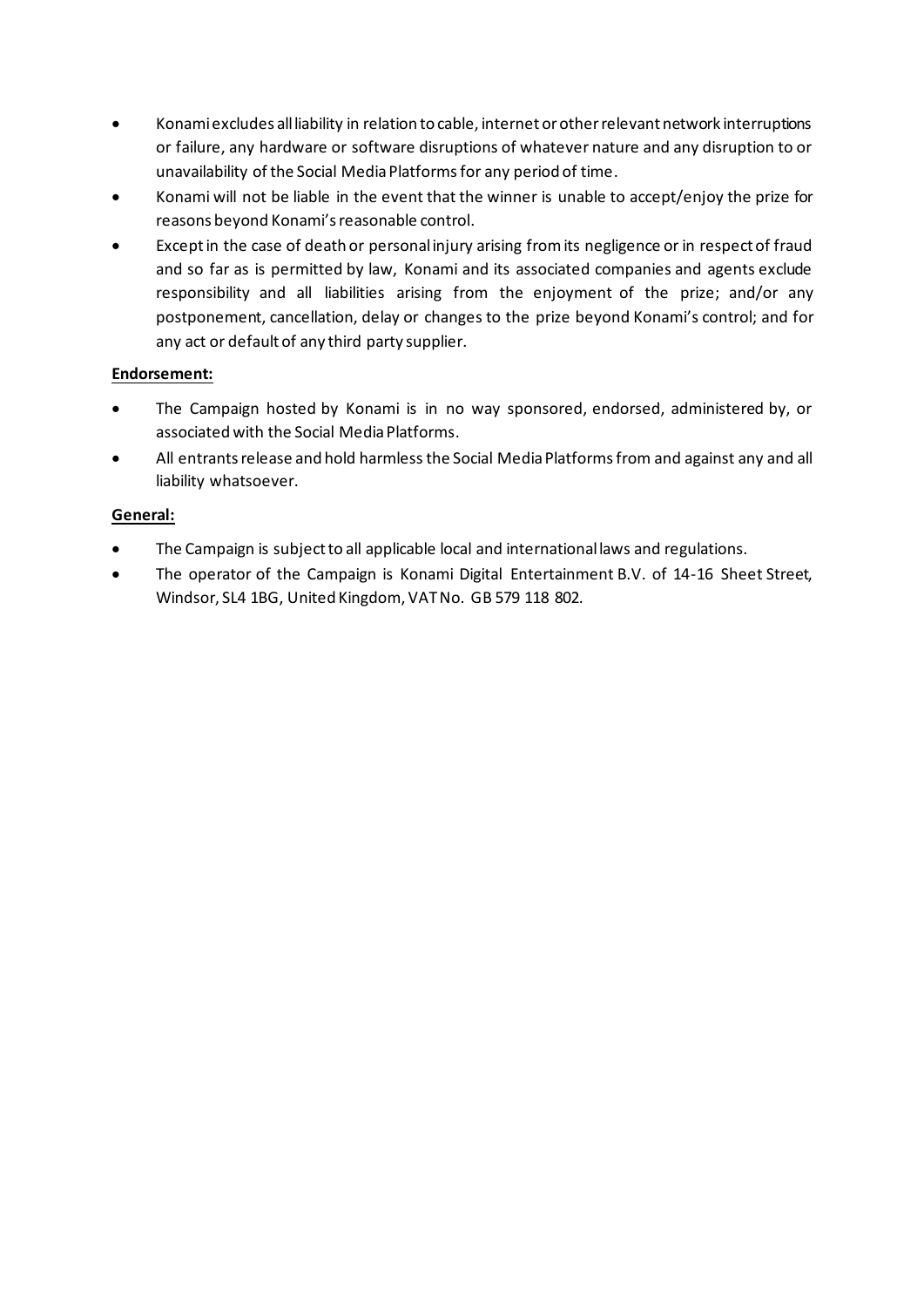- Konami excludes all liability in relation to cable, internet or other relevant network interruptions or failure, any hardware or software disruptions of whatever nature and any disruption to or unavailability of the Social Media Platforms for any period of time.
- Konami will not be liable in the event that the winner is unable to accept/enjoy the prize for reasons beyond Konami's reasonable control.
- Except in the case of death or personal injury arising from its negligence or in respect of fraud and so far as is permitted by law, Konami and its associated companies and agents exclude responsibility and all liabilities arising from the enjoyment of the prize; and/or any postponement, cancellation, delay or changes to the prize beyond Konami's control; and for any act or default of any third party supplier.

**Endorsement:**

- The Campaign hosted by Konami is in no way sponsored, endorsed, administered by, or associated with the Social Media Platforms.
- All entrants release and hold harmless the Social Media Platforms from and against any and all liability whatsoever.

**General:**

- The Campaign is subject to all applicable local and international laws and regulations.
- The operator of the Campaign is Konami Digital Entertainment B.V. of 14-16 Sheet Street, Windsor, SL4 1BG, United Kingdom, VAT No. GB 579 118 802.